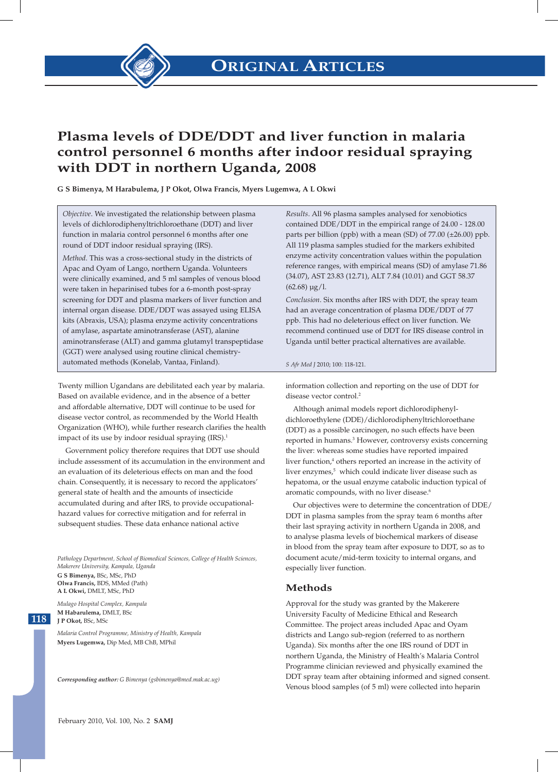# Plasma levels of DDE/DDT and liver function in malaria control personnel 6 months after indoor residual spraying with DDT in northern Uganda, 2008

**G S Bimenya, M Harabulema, J P Okot, Olwa Francis, Myers Lugemwa, A L Okwi**

*Objective*. We investigated the relationship between plasma levels of dichlorodiphenyltrichloroethane (DDT) and liver function in malaria control personnel 6 months after one round of DDT indoor residual spraying (IRS).

*Method*. This was a cross-sectional study in the districts of Apac and Oyam of Lango, northern Uganda. Volunteers were clinically examined, and 5 ml samples of venous blood were taken in heparinised tubes for a 6-month post-spray screening for DDT and plasma markers of liver function and internal organ disease. DDE/DDT was assayed using ELISA kits (Abraxis, USA); plasma enzyme activity concentrations of amylase, aspartate aminotransferase (AST), alanine aminotransferase (ALT) and gamma glutamyl transpeptidase (GGT) were analysed using routine clinical chemistry-automated methods (Konelab, Vantaa, Finland).

*Results*. All 96 plasma samples analysed for xenobiotics contained DDE/DDT in the empirical range of 24.00 - 128.00 parts per billion (ppb) with a mean (SD) of 77.00 (±26.00) ppb. All 119 plasma samples studied for the markers exhibited enzyme activity concentration values within the population reference ranges, with empirical means (SD) of amylase 71.86 (34.07), AST 23.83 (12.71), ALT 7.84 (10.01) and GGT 58.37 (62.68) µg/l.

*Conclusion*. Six months after IRS with DDT, the spray team had an average concentration of plasma DDE/DDT of 77 ppb. This had no deleterious effect on liver function. We recommend continued use of DDT for IRS disease control in Uganda until better practical alternatives are available.

*S Afr Med J* 2010; 100: 118-121.

Twenty million Ugandans are debilitated each year by malaria. Based on available evidence, and in the absence of a better and affordable alternative, DDT will continue to be used for disease vector control, as recommended by the World Health Organization (WHO), while further research clarifies the health impact of its use by indoor residual spraying (IRS).[1]

Government policy therefore requires that DDT use should include assessment of its accumulation in the environment and an evaluation of its deleterious effects on man and the food chain. Consequently, it is necessary to record the applicators' general state of health and the amounts of insecticide accumulated during and after IRS, to provide occupational-hazard values for corrective mitigation and for referral in subsequent studies. These data enhance national active information collection and reporting on the use of DDT for disease vector control.[2]

Although animal models report dichlorodiphenyl-dichloroethylene (DDE)/dichlorodiphenyltrichloroethane (DDT) as a possible carcinogen, no such effects have been reported in humans.[3] However, controversy exists concerning the liver: whereas some studies have reported impaired liver function,[4] others reported an increase in the activity of liver enzymes,[5] which could indicate liver disease such as hepatoma, or the usual enzyme catabolic induction typical of aromatic compounds, with no liver disease.[6]

Our objectives were to determine the concentration of DDE/DDT in plasma samples from the spray team 6 months after their last spraying activity in northern Uganda in 2008, and to analyse plasma levels of biochemical markers of disease in blood from the spray team after exposure to DDT, so as to document acute/mid-term toxicity to internal organs, and especially liver function.

## Methods

Approval for the study was granted by the Makerere University Faculty of Medicine Ethical and Research Committee. The project areas included Apac and Oyam districts and Lango sub-region (referred to as northern Uganda). Six months after the one IRS round of DDT in northern Uganda, the Ministry of Health's Malaria Control Programme clinician reviewed and physically examined the DDT spray team after obtaining informed and signed consent. Venous blood samples (of 5 ml) were collected into heparin

*Pathology Department, School of Biomedical Sciences, College of Health Sciences, Makerere University, Kampala, Uganda*
**G S Bimenya,** BSc, MSc, PhD
**Olwa Francis,** BDS, MMed (Path)
**A L Okwi,** DMLT, MSc, PhD

*Mulago Hospital Complex, Kampala*
**M Habarulema,** DMLT, BSc
**J P Okot,** BSc, MSc

*Malaria Control Programme, Ministry of Health, Kampala*
**Myers Lugemwa,** Dip Med, MB ChB, MPhil

***Corresponding author:*** *G Bimenya (gsbimenya@med.mak.ac.ug)*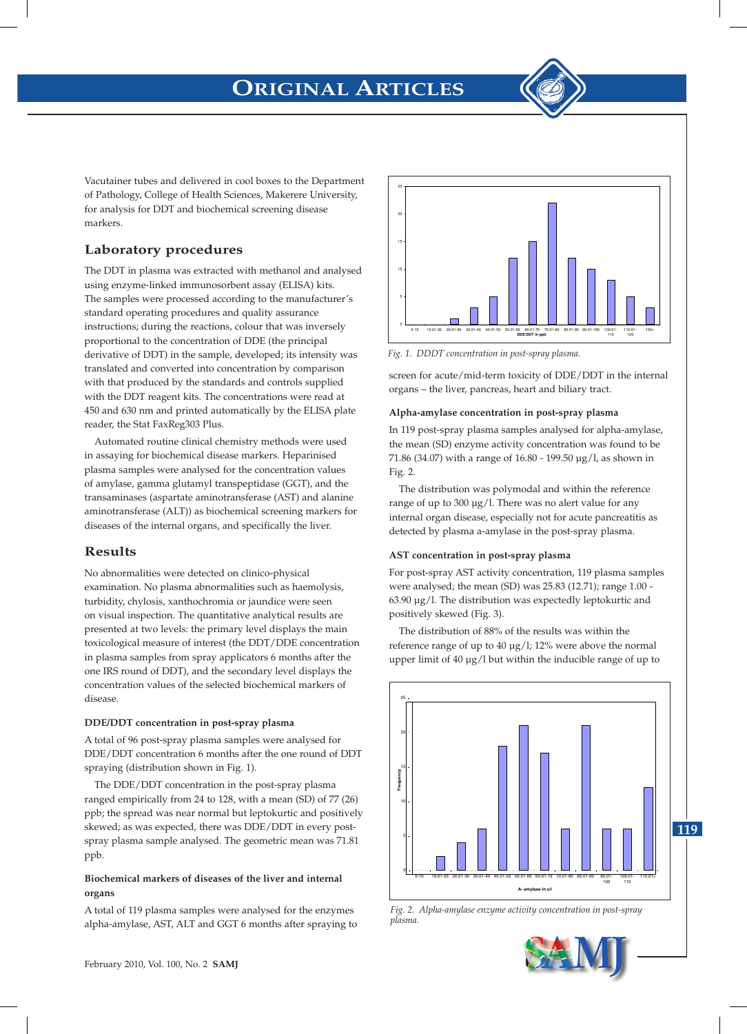Vacutainer tubes and delivered in cool boxes to the Department of Pathology, College of Health Sciences, Makerere University, for analysis for DDT and biochemical screening disease markers.

## Laboratory procedures

The DDT in plasma was extracted with methanol and analysed using enzyme-linked immunosorbent assay (ELISA) kits. The samples were processed according to the manufacturer's standard operating procedures and quality assurance instructions; during the reactions, colour that was inversely proportional to the concentration of DDE (the principal derivative of DDT) in the sample, developed; its intensity was translated and converted into concentration by comparison with that produced by the standards and controls supplied with the DDT reagent kits. The concentrations were read at 450 and 630 nm and printed automatically by the ELISA plate reader, the Stat FaxReg303 Plus.

Automated routine clinical chemistry methods were used in assaying for biochemical disease markers. Heparinised plasma samples were analysed for the concentration values of amylase, gamma glutamyl transpeptidase (GGT), and the transaminases (aspartate aminotransferase (AST) and alanine aminotransferase (ALT)) as biochemical screening markers for diseases of the internal organs, and specifically the liver.

## Results

No abnormalities were detected on clinico-physical examination. No plasma abnormalities such as haemolysis, turbidity, chylosis, xanthochromia or jaundice were seen on visual inspection. The quantitative analytical results are presented at two levels: the primary level displays the main toxicological measure of interest (the DDT/DDE concentration in plasma samples from spray applicators 6 months after the one IRS round of DDT), and the secondary level displays the concentration values of the selected biochemical markers of disease.

### DDE/DDT concentration in post-spray plasma

A total of 96 post-spray plasma samples were analysed for DDE/DDT concentration 6 months after the one round of DDT spraying (distribution shown in Fig. 1).

The DDE/DDT concentration in the post-spray plasma ranged empirically from 24 to 128, with a mean (SD) of 77 (26) ppb; the spread was near normal but leptokurtic and positively skewed; as was expected, there was DDE/DDT in every post-spray plasma sample analysed. The geometric mean was 71.81 ppb.

### Biochemical markers of diseases of the liver and internal organs

A total of 119 plasma samples were analysed for the enzymes alpha-amylase, AST, ALT and GGT 6 months after spraying to screen for acute/mid-term toxicity of DDE/DDT in the internal organs – the liver, pancreas, heart and biliary tract.

*Fig. 1. DDDT concentration in post-spray plasma.*

### Alpha-amylase concentration in post-spray plasma

In 119 post-spray plasma samples analysed for alpha-amylase, the mean (SD) enzyme activity concentration was found to be 71.86 (34.07) with a range of 16.80 - 199.50 µg/l, as shown in Fig. 2.

The distribution was polymodal and within the reference range of up to 300 µg/l. There was no alert value for any internal organ disease, especially not for acute pancreatitis as detected by plasma a-amylase in the post-spray plasma.

### AST concentration in post-spray plasma

For post-spray AST activity concentration, 119 plasma samples were analysed; the mean (SD) was 25.83 (12.71); range 1.00 - 63.90 µg/l. The distribution was expectedly leptokurtic and positively skewed (Fig. 3).

The distribution of 88% of the results was within the reference range of up to 40 µg/l; 12% were above the normal upper limit of 40 µg/l but within the inducible range of up to

*Fig. 2. Alpha-amylase enzyme activity concentration in post-spray plasma.*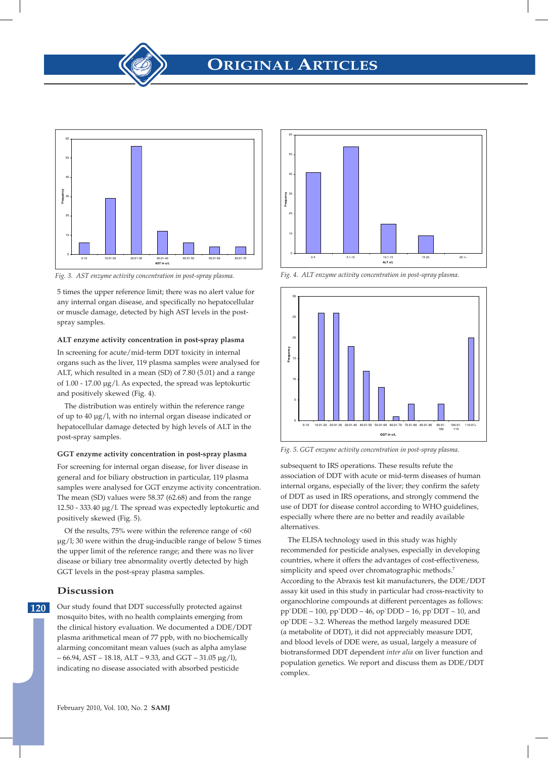Fig. 3. AST enzyme activity concentration in post-spray plasma.

Fig. 4. ALT enzyme activity concentration in post-spray plasma.

Fig. 5. GGT enzyme activity concentration in post-spray plasma.

5 times the upper reference limit; there was no alert value for any internal organ disease, and specifically no hepatocellular or muscle damage, detected by high AST levels in the post-spray samples.

### ALT enzyme activity concentration in post-spray plasma

In screening for acute/mid-term DDT toxicity in internal organs such as the liver, 119 plasma samples were analysed for ALT, which resulted in a mean (SD) of 7.80 (5.01) and a range of 1.00 - 17.00 µg/l. As expected, the spread was leptokurtic and positively skewed (Fig. 4).

The distribution was entirely within the reference range of up to 40 µg/l, with no internal organ disease indicated or hepatocellular damage detected by high levels of ALT in the post-spray samples.

### GGT enzyme activity concentration in post-spray plasma

For screening for internal organ disease, for liver disease in general and for biliary obstruction in particular, 119 plasma samples were analysed for GGT enzyme activity concentration. The mean (SD) values were 58.37 (62.68) and from the range 12.50 - 333.40 µg/l. The spread was expectedly leptokurtic and positively skewed (Fig. 5).

Of the results, 75% were within the reference range of <60 µg/l; 30 were within the drug-inducible range of below 5 times the upper limit of the reference range; and there was no liver disease or biliary tree abnormality overtly detected by high GGT levels in the post-spray plasma samples.

## Discussion

Our study found that DDT successfully protected against mosquito bites, with no health complaints emerging from the clinical history evaluation. We documented a DDE/DDT plasma arithmetical mean of 77 ppb, with no biochemically alarming concomitant mean values (such as alpha amylase – 66.94, AST – 18.18, ALT – 9.33, and GGT – 31.05 µg/l), indicating no disease associated with absorbed pesticide subsequent to IRS operations. These results refute the association of DDT with acute or mid-term diseases of human internal organs, especially of the liver; they confirm the safety of DDT as used in IRS operations, and strongly commend the use of DDT for disease control according to WHO guidelines, especially where there are no better and readily available alternatives.

The ELISA technology used in this study was highly recommended for pesticide analyses, especially in developing countries, where it offers the advantages of cost-effectiveness, simplicity and speed over chromatographic methods.[7] According to the Abraxis test kit manufacturers, the DDE/DDT assay kit used in this study in particular had cross-reactivity to organochlorine compounds at different percentages as follows: pp`DDE – 100, pp`DDD – 46, op`DDD – 16, pp`DDT – 10, and op`DDE – 3.2. Whereas the method largely measured DDE (a metabolite of DDT), it did not appreciably measure DDT, and blood levels of DDE were, as usual, largely a measure of biotransformed DDT dependent *inter alia* on liver function and population genetics. We report and discuss them as DDE/DDT complex.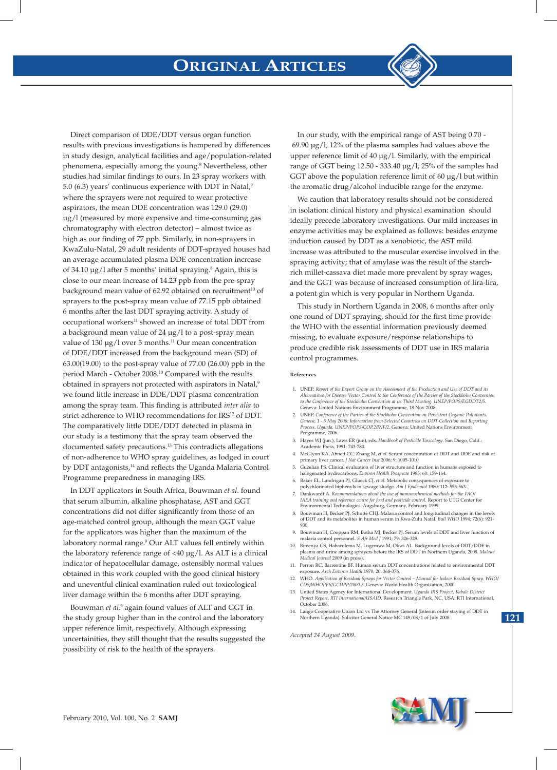Direct comparison of DDE/DDT versus organ function results with previous investigations is hampered by differences in study design, analytical facilities and age/population-related phenomena, especially among the young.[8] Nevertheless, other studies had similar findings to ours. In 23 spray workers with 5.0 (6.3) years' continuous experience with DDT in Natal,[9] where the sprayers were not required to wear protective aspirators, the mean DDE concentration was 129.0 (29.0) µg/l (measured by more expensive and time-consuming gas chromatography with electron detector) – almost twice as high as our finding of 77 ppb. Similarly, in non-sprayers in KwaZulu-Natal, 29 adult residents of DDT-sprayed houses had an average accumulated plasma DDE concentration increase of 34.10 µg/l after 5 months' initial spraying.[8] Again, this is close to our mean increase of 14.23 ppb from the pre-spray background mean value of 62.92 obtained on recruitment[10] of sprayers to the post-spray mean value of 77.15 ppb obtained 6 months after the last DDT spraying activity. A study of occupational workers[11] showed an increase of total DDT from a background mean value of 24 µg/l to a post-spray mean value of 130 µg/l over 5 months.[11] Our mean concentration of DDE/DDT increased from the background mean (SD) of 63.00(19.00) to the post-spray value of 77.00 (26.00) ppb in the period March - October 2008.[10] Compared with the results obtained in sprayers not protected with aspirators in Natal,[9] we found little increase in DDE/DDT plasma concentration among the spray team. This finding is attributed *inter alia* to strict adherence to WHO recommendations for IRS[12] of DDT. The comparatively little DDE/DDT detected in plasma in our study is a testimony that the spray team observed the documented safety precautions.[13] This contradicts allegations of non-adherence to WHO spray guidelines, as lodged in court by DDT antagonists,[14] and reflects the Uganda Malaria Control Programme preparedness in managing IRS.

In DDT applicators in South Africa, Bouwman *et al.* found that serum albumin, alkaline phosphatase, AST and GGT concentrations did not differ significantly from those of an age-matched control group, although the mean GGT value for the applicators was higher than the maximum of the laboratory normal range.[9] Our ALT values fell entirely within the laboratory reference range of <40 µg/l. As ALT is a clinical indicator of hepatocellular damage, ostensibly normal values obtained in this work coupled with the good clinical history and uneventful clinical examination ruled out toxicological liver damage within the 6 months after DDT spraying.

Bouwman *et al.*[9] again found values of ALT and GGT in the study group higher than in the control and the laboratory upper reference limit, respectively. Although expressing uncertainities, they still thought that the results suggested the possibility of risk to the health of the sprayers.

In our study, with the empirical range of AST being 0.70 - 69.90 µg/l, 12% of the plasma samples had values above the upper reference limit of 40 µg/l. Similarly, with the empirical range of GGT being 12.50 - 333.40 µg/l, 25% of the samples had GGT above the population reference limit of 60 µg/l but within the aromatic drug/alcohol inducible range for the enzyme.

We caution that laboratory results should not be considered in isolation: clinical history and physical examination should ideally precede laboratory investigations. Our mild increases in enzyme activities may be explained as follows: besides enzyme induction caused by DDT as a xenobiotic, the AST mild increase was attributed to the muscular exercise involved in the spraying activity; that of amylase was the result of the starch-rich millet-cassava diet made more prevalent by spray wages, and the GGT was because of increased consumption of lira-lira, a potent gin which is very popular in Northern Uganda.

This study in Northern Uganda in 2008, 6 months after only one round of DDT spraying, should for the first time provide the WHO with the essential information previously deemed missing, to evaluate exposure/response relationships to produce credible risk assessments of DDT use in IRS malaria control programmes.

#### References

1. UNEP. *Report of the Expert Group on the Assessment of the Production and Use of DDT and its Alternatives for Disease Vector Control to the Conference of the Parties of the Stockholm Convention to the Conference of the Stockholm Convention at its Third Meeting. UNEP/POPS/EGDDT2/5.* Geneva: United Nations Environment Programme, 18 Nov 2008.
2. UNEP. *Conference of the Parties of the Stockholm Convention on Persistent Organic Pollutants. Geneva, 1 - 5 May 2006: Information from Selected Countries on DDT Collection and Reporting Process, Uganda. UNEP/POPS/COP.2/INF/2.* Geneva: United Nations Environment Programme, 2006.
3. Hayes WJ (jun.), Laws ER (jun), eds. *Handbook of Pesticide Toxicology*. San Diego, Calif.: Academic Press, 1991: 743-780.
4. McGlynn KA, Abnett CC, Zhang M, *et al*. Serum concentration of DDT and DDE and risk of primary liver cancer. *J Nat Cancer Inst* 2006; 9: 1005-1010.
5. Guzelian PS. Clinical evaluation of liver structure and function in humans exposed to halogenated hydrocarbons. *Environ Health Prospects* 1985; 60: 159-164.
6. Baker EL, Landrigan PJ, Glueck CJ, *et al*. Metabolic consequences of exposure to polychlorinated biphenyls in sewage sludge. *Am J Epidemiol* 1980; 112: 553-563.
7. Dankwardt A. *Recommendations about the use of immunochemical methods for the FAO/IAEA training and reference centre for food and pesticide control.* Report to UTG Center for Environmental Technologies. Augsburg, Germany, February 1999.
8. Bouwman H, Becker PJ, Schutte CHJ. Malaria control and longitudinal changes in the levels of DDT and its metabolites in human serum in Kwa-Zulu Natal. *Bull WHO* 1994; 72(6): 921-930.
9. Bouwman H, Cooppan RM, Botha MJ, Becker PJ. Serum levels of DDT and liver function of malaria control personnel. *S Afr Med J* 1991; 79: 326-329.
10. Bimenya GS, Habarulema M, Lugemwa M, Okwi AL. Background levels of DDT/DDE in plasma and urine among sprayers before the IRS of DDT in Northern Uganda, 2008. *Malawi Medical Journal* 2009 (in press).
11. Perron RC, Barrentine BF. Human serum DDT concentrations related to environmental DDT exposure. *Arch Environ Health* 1970; 20: 368-376.
12. WHO. *Application of Residual Sprays for Vector Control – Manual for Indoor Residual Spray. WHO/CDS/WHOPES/GCDPP/2000.3.* Geneva: World Health Organization, 2000.
13. United States Agency for International Development. *Uganda IRS Project, Kabale District Project Report, RTI International/USAID*. Research Triangle Park, NC, USA: RTI International, October 2006.
14. Lango Cooperative Union Ltd vs The Attorney General (Interim order staying of DDT in Northern Uganda). Solicitor General Notice MC 149/08/1 of July 2008.

*Accepted 24 August 2009.*